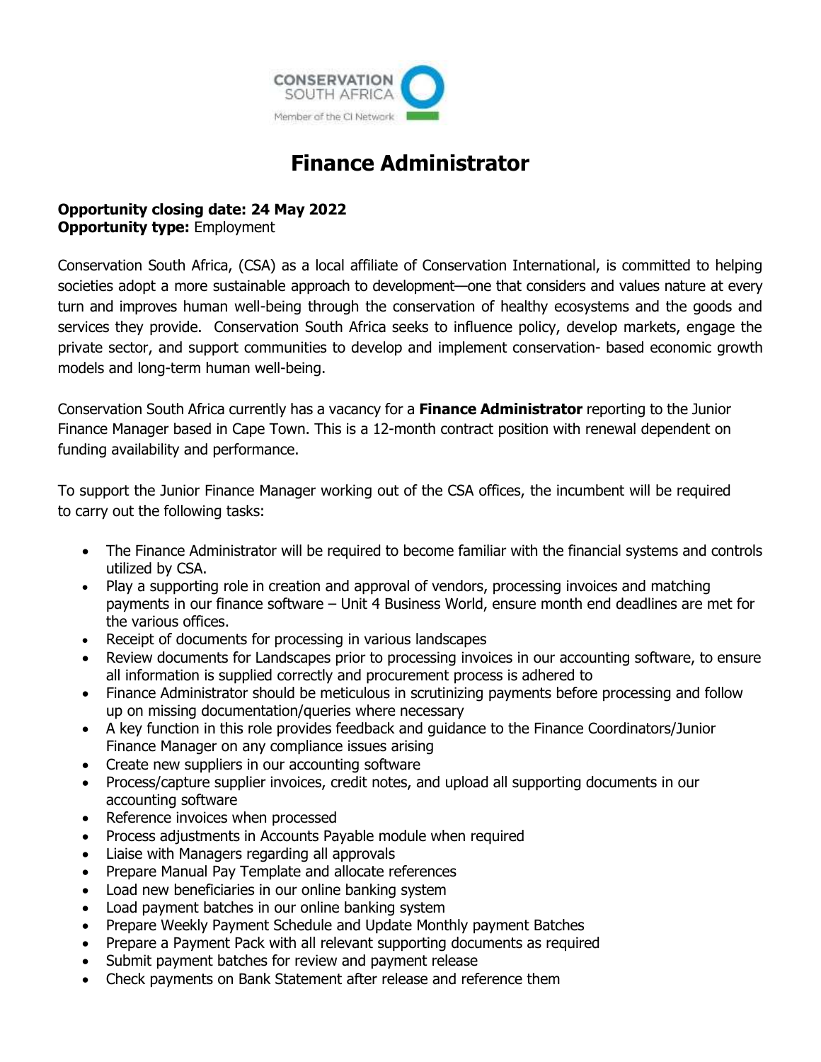# Finance Administrator

**Opportunity closing date: 24 May 2022**
**Opportunity type:** Employment

Conservation South Africa, (CSA) as a local affiliate of Conservation International, is committed to helping societies adopt a more sustainable approach to development—one that considers and values nature at every turn and improves human well-being through the conservation of healthy ecosystems and the goods and services they provide. Conservation South Africa seeks to influence policy, develop markets, engage the private sector, and support communities to develop and implement conservation- based economic growth models and long-term human well-being.

Conservation South Africa currently has a vacancy for a **Finance Administrator** reporting to the Junior Finance Manager based in Cape Town. This is a 12-month contract position with renewal dependent on funding availability and performance.

To support the Junior Finance Manager working out of the CSA offices, the incumbent will be required to carry out the following tasks:

- The Finance Administrator will be required to become familiar with the financial systems and controls utilized by CSA.
- Play a supporting role in creation and approval of vendors, processing invoices and matching payments in our finance software – Unit 4 Business World, ensure month end deadlines are met for the various offices.
- Receipt of documents for processing in various landscapes
- Review documents for Landscapes prior to processing invoices in our accounting software, to ensure all information is supplied correctly and procurement process is adhered to
- Finance Administrator should be meticulous in scrutinizing payments before processing and follow up on missing documentation/queries where necessary
- A key function in this role provides feedback and guidance to the Finance Coordinators/Junior Finance Manager on any compliance issues arising
- Create new suppliers in our accounting software
- Process/capture supplier invoices, credit notes, and upload all supporting documents in our accounting software
- Reference invoices when processed
- Process adjustments in Accounts Payable module when required
- Liaise with Managers regarding all approvals
- Prepare Manual Pay Template and allocate references
- Load new beneficiaries in our online banking system
- Load payment batches in our online banking system
- Prepare Weekly Payment Schedule and Update Monthly payment Batches
- Prepare a Payment Pack with all relevant supporting documents as required
- Submit payment batches for review and payment release
- Check payments on Bank Statement after release and reference them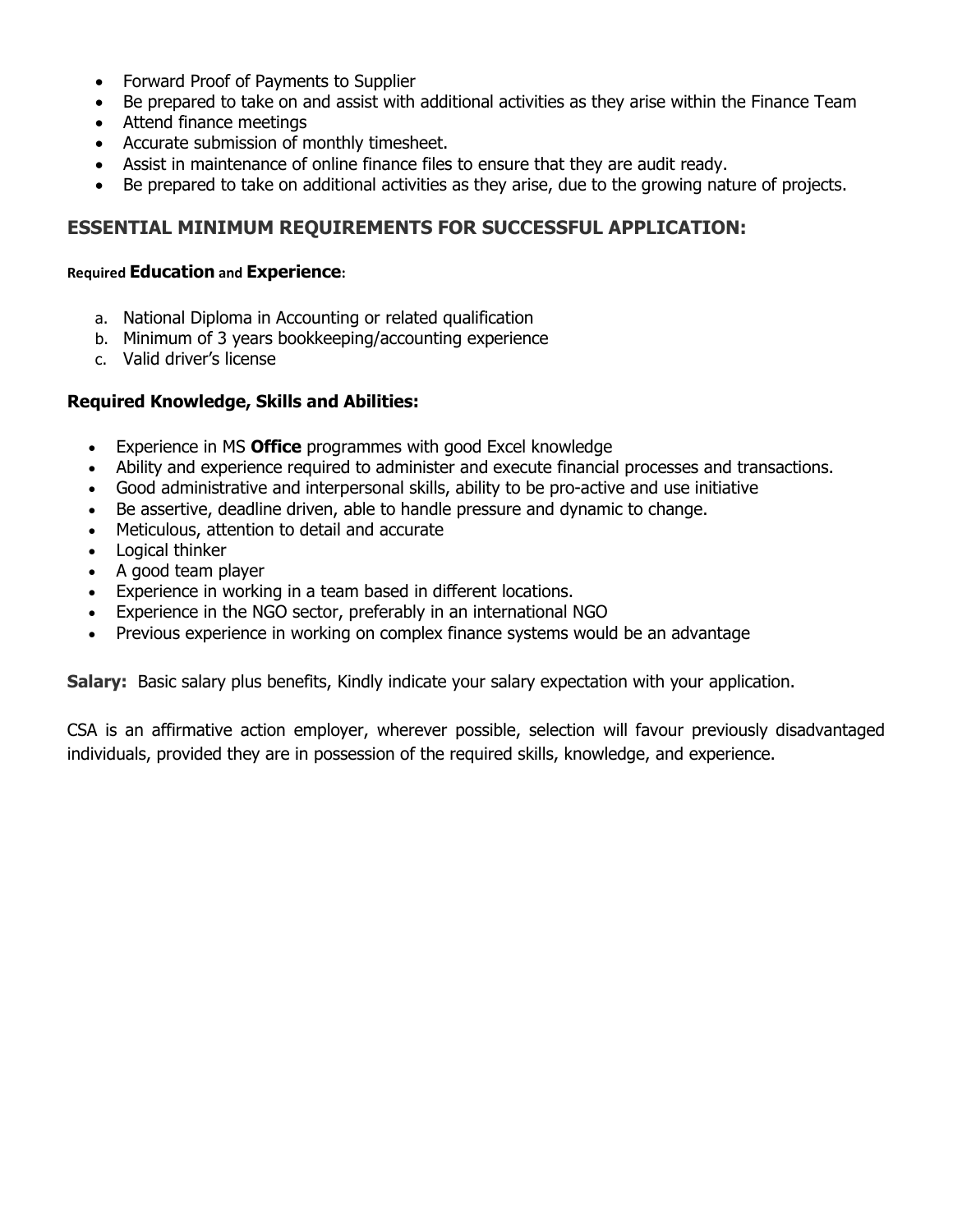- Forward Proof of Payments to Supplier
- Be prepared to take on and assist with additional activities as they arise within the Finance Team
- Attend finance meetings
- Accurate submission of monthly timesheet.
- Assist in maintenance of online finance files to ensure that they are audit ready.
- Be prepared to take on additional activities as they arise, due to the growing nature of projects.

## ESSENTIAL MINIMUM REQUIREMENTS FOR SUCCESSFUL APPLICATION:

**Required Education and Experience:**

a. National Diploma in Accounting or related qualification
b. Minimum of 3 years bookkeeping/accounting experience
c. Valid driver's license

**Required Knowledge, Skills and Abilities:**

- Experience in MS **Office** programmes with good Excel knowledge
- Ability and experience required to administer and execute financial processes and transactions.
- Good administrative and interpersonal skills, ability to be pro-active and use initiative
- Be assertive, deadline driven, able to handle pressure and dynamic to change.
- Meticulous, attention to detail and accurate
- Logical thinker
- A good team player
- Experience in working in a team based in different locations.
- Experience in the NGO sector, preferably in an international NGO
- Previous experience in working on complex finance systems would be an advantage

**Salary:** Basic salary plus benefits, Kindly indicate your salary expectation with your application.

CSA is an affirmative action employer, wherever possible, selection will favour previously disadvantaged individuals, provided they are in possession of the required skills, knowledge, and experience.